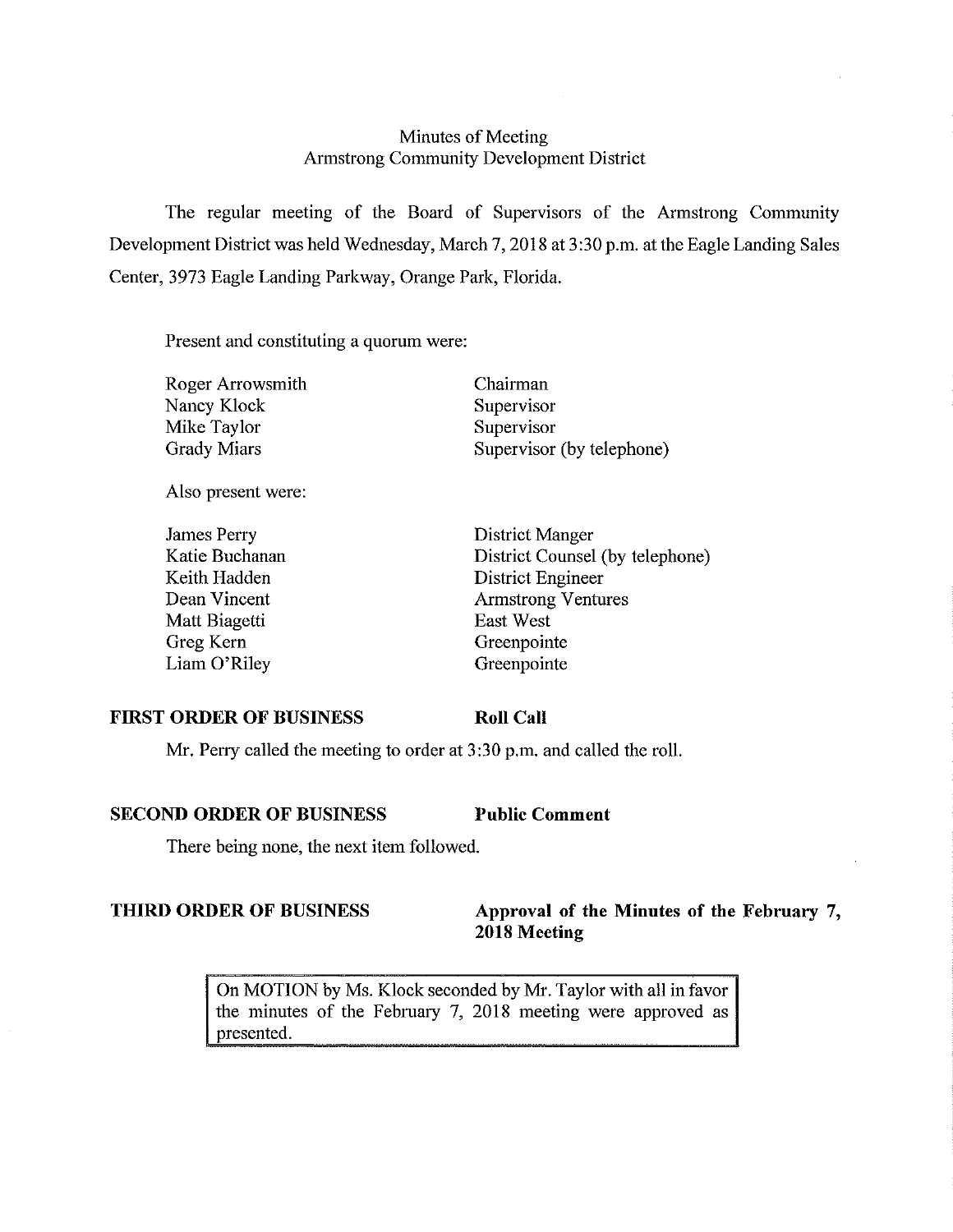# Minutes of Meeting
## Armstrong Community Development District

The regular meeting of the Board of Supervisors of the Armstrong Community Development District was held Wednesday, March 7, 2018 at 3:30 p.m. at the Eagle Landing Sales Center, 3973 Eagle Landing Parkway, Orange Park, Florida.

Present and constituting a quorum were:

| | |
|---|---|
| Roger Arrowsmith | Chairman |
| Nancy Klock | Supervisor |
| Mike Taylor | Supervisor |
| Grady Miars | Supervisor (by telephone) |

Also present were:

| | |
|---|---|
| James Perry | District Manger |
| Katie Buchanan | District Counsel (by telephone) |
| Keith Hadden | District Engineer |
| Dean Vincent | Armstrong Ventures |
| Matt Biagetti | East West |
| Greg Kern | Greenpointe |
| Liam O'Riley | Greenpointe |

**FIRST ORDER OF BUSINESS** **Roll Call**

Mr. Perry called the meeting to order at 3:30 p.m. and called the roll.

**SECOND ORDER OF BUSINESS** **Public Comment**

There being none, the next item followed.

**THIRD ORDER OF BUSINESS** **Approval of the Minutes of the February 7, 2018 Meeting**

> On MOTION by Ms. Klock seconded by Mr. Taylor with all in favor the minutes of the February 7, 2018 meeting were approved as presented.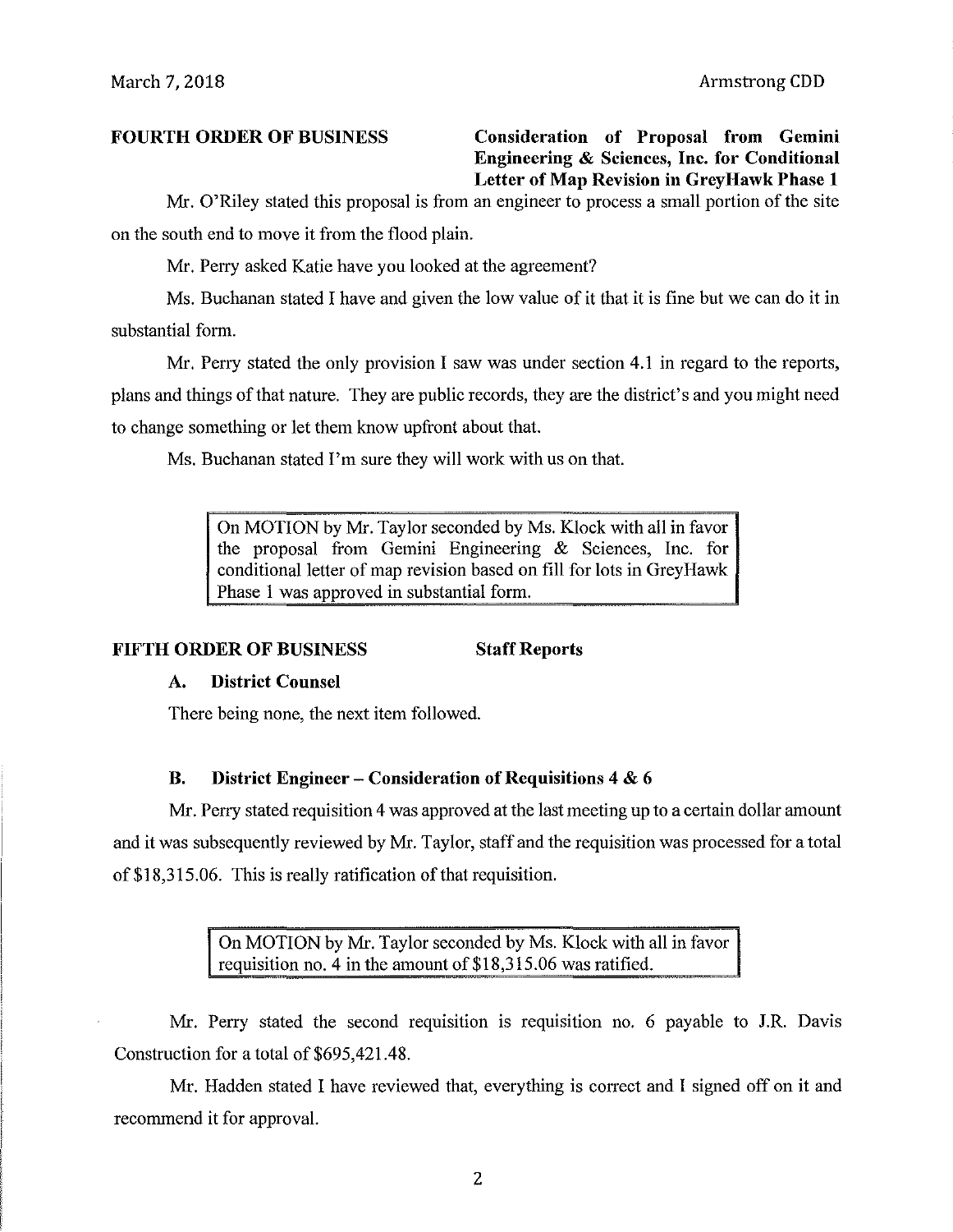**FOURTH ORDER OF BUSINESS** **Consideration of Proposal from Gemini Engineering & Sciences, Inc. for Conditional Letter of Map Revision in GreyHawk Phase 1**

Mr. O'Riley stated this proposal is from an engineer to process a small portion of the site on the south end to move it from the flood plain.

Mr. Perry asked Katie have you looked at the agreement?

Ms. Buchanan stated I have and given the low value of it that it is fine but we can do it in substantial form.

Mr. Perry stated the only provision I saw was under section 4.1 in regard to the reports, plans and things of that nature. They are public records, they are the district's and you might need to change something or let them know upfront about that.

Ms. Buchanan stated I'm sure they will work with us on that.

> On MOTION by Mr. Taylor seconded by Ms. Klock with all in favor the proposal from Gemini Engineering & Sciences, Inc. for conditional letter of map revision based on fill for lots in GreyHawk Phase 1 was approved in substantial form.

**FIFTH ORDER OF BUSINESS** **Staff Reports**

**A. District Counsel**

There being none, the next item followed.

**B. District Engineer – Consideration of Requisitions 4 & 6**

Mr. Perry stated requisition 4 was approved at the last meeting up to a certain dollar amount and it was subsequently reviewed by Mr. Taylor, staff and the requisition was processed for a total of $18,315.06. This is really ratification of that requisition.

> On MOTION by Mr. Taylor seconded by Ms. Klock with all in favor requisition no. 4 in the amount of $18,315.06 was ratified.

Mr. Perry stated the second requisition is requisition no. 6 payable to J.R. Davis Construction for a total of $695,421.48.

Mr. Hadden stated I have reviewed that, everything is correct and I signed off on it and recommend it for approval.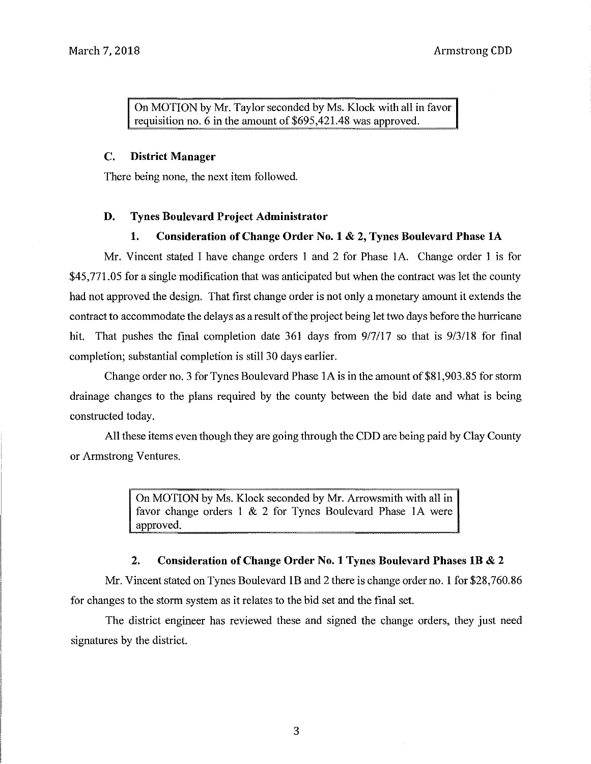On MOTION by Mr. Taylor seconded by Ms. Klock with all in favor requisition no. 6 in the amount of $695,421.48 was approved.

### C. District Manager

There being none, the next item followed.

### D. Tynes Boulevard Project Administrator

#### 1. Consideration of Change Order No. 1 & 2, Tynes Boulevard Phase 1A

Mr. Vincent stated I have change orders 1 and 2 for Phase 1A. Change order 1 is for $45,771.05 for a single modification that was anticipated but when the contract was let the county had not approved the design. That first change order is not only a monetary amount it extends the contract to accommodate the delays as a result of the project being let two days before the hurricane hit. That pushes the final completion date 361 days from 9/7/17 so that is 9/3/18 for final completion; substantial completion is still 30 days earlier.

Change order no. 3 for Tynes Boulevard Phase 1A is in the amount of $81,903.85 for storm drainage changes to the plans required by the county between the bid date and what is being constructed today.

All these items even though they are going through the CDD are being paid by Clay County or Armstrong Ventures.

On MOTION by Ms. Klock seconded by Mr. Arrowsmith with all in favor change orders 1 & 2 for Tynes Boulevard Phase 1A were approved.

#### 2. Consideration of Change Order No. 1 Tynes Boulevard Phases 1B & 2

Mr. Vincent stated on Tynes Boulevard 1B and 2 there is change order no. 1 for $28,760.86 for changes to the storm system as it relates to the bid set and the final set.

The district engineer has reviewed these and signed the change orders, they just need signatures by the district.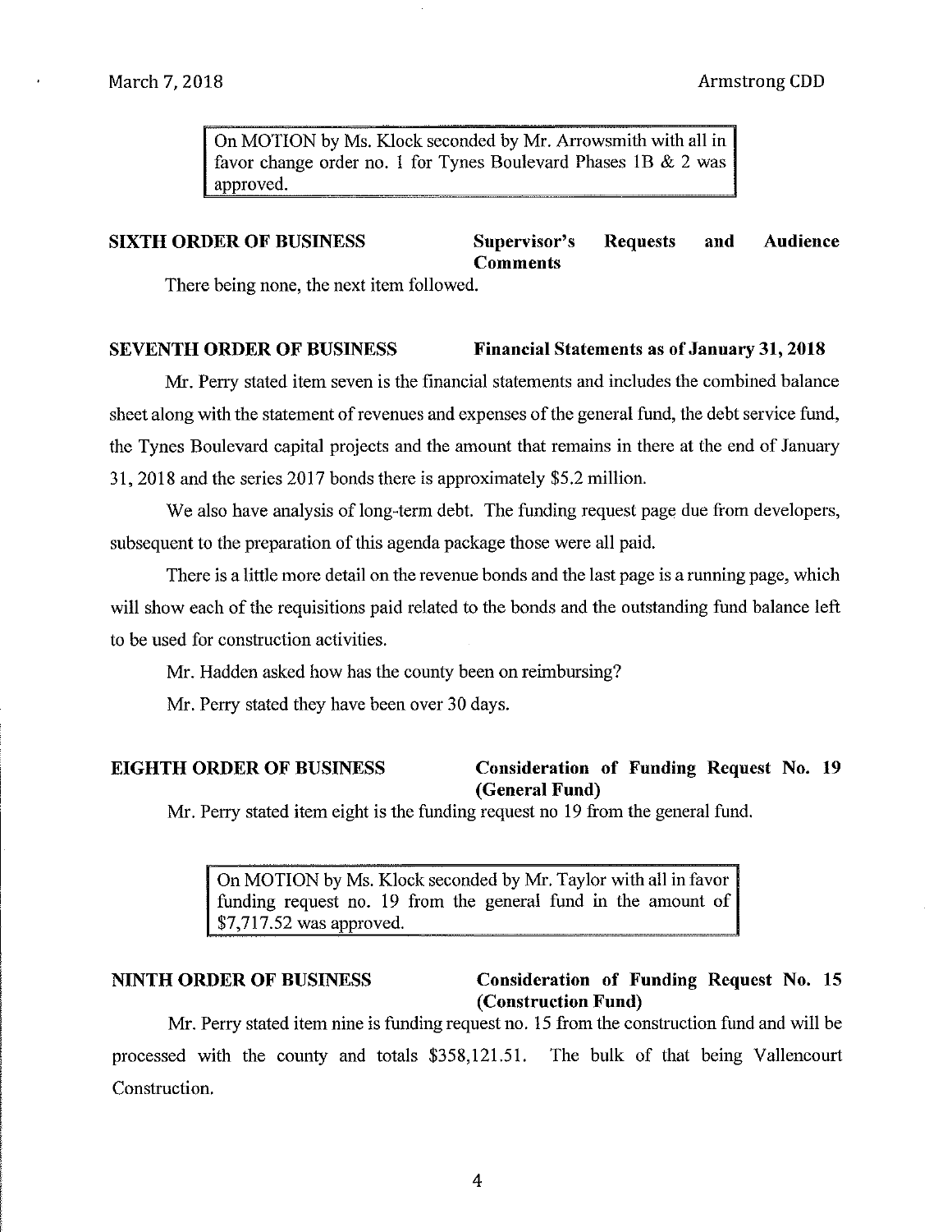> On MOTION by Ms. Klock seconded by Mr. Arrowsmith with all in favor change order no. 1 for Tynes Boulevard Phases 1B & 2 was approved.

## SIXTH ORDER OF BUSINESS — Supervisor's Requests and Audience Comments

There being none, the next item followed.

## SEVENTH ORDER OF BUSINESS — Financial Statements as of January 31, 2018

Mr. Perry stated item seven is the financial statements and includes the combined balance sheet along with the statement of revenues and expenses of the general fund, the debt service fund, the Tynes Boulevard capital projects and the amount that remains in there at the end of January 31, 2018 and the series 2017 bonds there is approximately $5.2 million.

We also have analysis of long-term debt. The funding request page due from developers, subsequent to the preparation of this agenda package those were all paid.

There is a little more detail on the revenue bonds and the last page is a running page, which will show each of the requisitions paid related to the bonds and the outstanding fund balance left to be used for construction activities.

Mr. Hadden asked how has the county been on reimbursing?

Mr. Perry stated they have been over 30 days.

## EIGHTH ORDER OF BUSINESS — Consideration of Funding Request No. 19 (General Fund)

Mr. Perry stated item eight is the funding request no 19 from the general fund.

> On MOTION by Ms. Klock seconded by Mr. Taylor with all in favor funding request no. 19 from the general fund in the amount of $7,717.52 was approved.

## NINTH ORDER OF BUSINESS — Consideration of Funding Request No. 15 (Construction Fund)

Mr. Perry stated item nine is funding request no. 15 from the construction fund and will be processed with the county and totals $358,121.51. The bulk of that being Vallencourt Construction.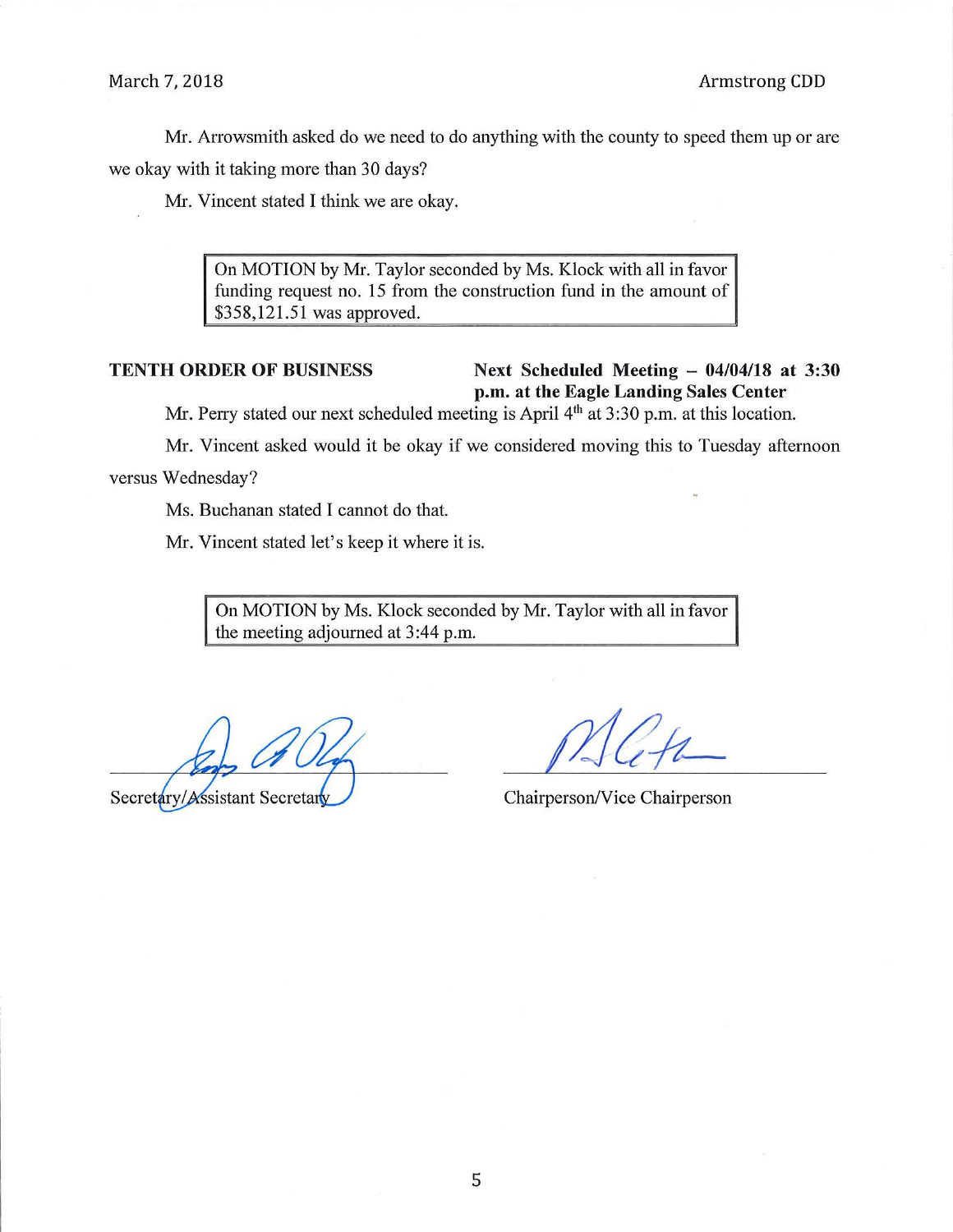Mr. Arrowsmith asked do we need to do anything with the county to speed them up or are we okay with it taking more than 30 days?

Mr. Vincent stated I think we are okay.

> On MOTION by Mr. Taylor seconded by Ms. Klock with all in favor funding request no. 15 from the construction fund in the amount of $358,121.51 was approved.

**TENTH ORDER OF BUSINESS** **Next Scheduled Meeting – 04/04/18 at 3:30 p.m. at the Eagle Landing Sales Center**

Mr. Perry stated our next scheduled meeting is April 4th at 3:30 p.m. at this location.

Mr. Vincent asked would it be okay if we considered moving this to Tuesday afternoon versus Wednesday?

Ms. Buchanan stated I cannot do that.

Mr. Vincent stated let's keep it where it is.

> On MOTION by Ms. Klock seconded by Mr. Taylor with all in favor the meeting adjourned at 3:44 p.m.

Secretary/Assistant Secretary

Chairperson/Vice Chairperson